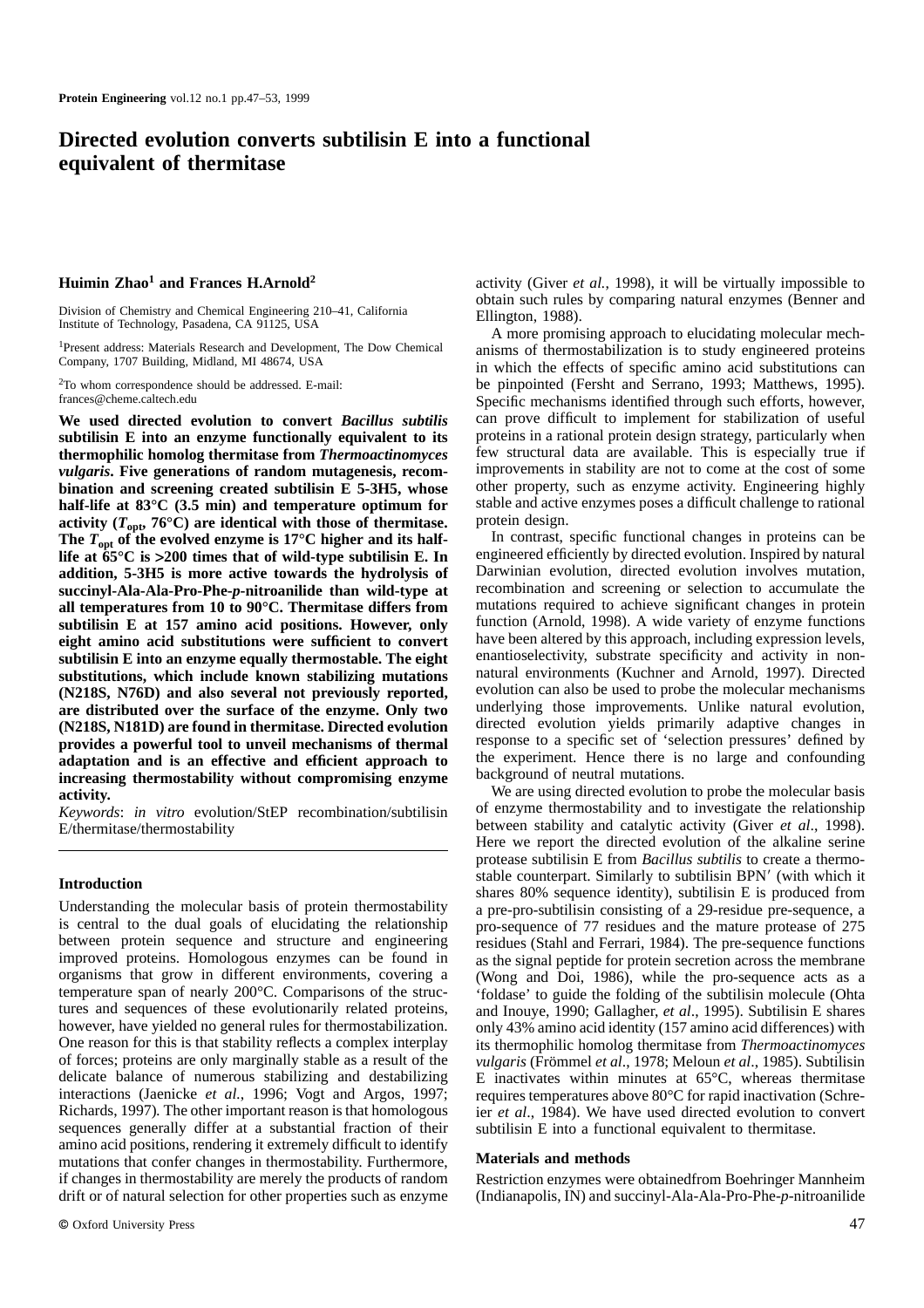# Directed evolution converts subtilisin E into a functional equivalent of thermitase

**Huimin Zhao[1] and Frances H.Arnold[2]**

Division of Chemistry and Chemical Engineering 210–41, California Institute of Technology, Pasadena, CA 91125, USA

[1]Present address: Materials Research and Development, The Dow Chemical Company, 1707 Building, Midland, MI 48674, USA

[2]To whom correspondence should be addressed. E-mail: frances@cheme.caltech.edu

**We used directed evolution to convert *Bacillus subtilis* subtilisin E into an enzyme functionally equivalent to its thermophilic homolog thermitase from *Thermoactinomyces vulgaris*. Five generations of random mutagenesis, recombination and screening created subtilisin E 5-3H5, whose half-life at 83°C (3.5 min) and temperature optimum for activity ($T_{opt}$, 76°C) are identical with those of thermitase. The $T_{opt}$ of the evolved enzyme is 17°C higher and its half-life at 65°C is >200 times that of wild-type subtilisin E. In addition, 5-3H5 is more active towards the hydrolysis of succinyl-Ala-Ala-Pro-Phe-*p*-nitroanilide than wild-type at all temperatures from 10 to 90°C. Thermitase differs from subtilisin E at 157 amino acid positions. However, only eight amino acid substitutions were sufficient to convert subtilisin E into an enzyme equally thermostable. The eight substitutions, which include known stabilizing mutations (N218S, N76D) and also several not previously reported, are distributed over the surface of the enzyme. Only two (N218S, N181D) are found in thermitase. Directed evolution provides a powerful tool to unveil mechanisms of thermal adaptation and is an effective and efficient approach to increasing thermostability without compromising enzyme activity.**

*Keywords*: *in vitro* evolution/StEP recombination/subtilisin E/thermitase/thermostability

## Introduction

Understanding the molecular basis of protein thermostability is central to the dual goals of elucidating the relationship between protein sequence and structure and engineering improved proteins. Homologous enzymes can be found in organisms that grow in different environments, covering a temperature span of nearly 200°C. Comparisons of the structures and sequences of these evolutionarily related proteins, however, have yielded no general rules for thermostabilization. One reason for this is that stability reflects a complex interplay of forces; proteins are only marginally stable as a result of the delicate balance of numerous stabilizing and destabilizing interactions (Jaenicke *et al.*, 1996; Vogt and Argos, 1997; Richards, 1997). The other important reason is that homologous sequences generally differ at a substantial fraction of their amino acid positions, rendering it extremely difficult to identify mutations that confer changes in thermostability. Furthermore, if changes in thermostability are merely the products of random drift or of natural selection for other properties such as enzyme activity (Giver *et al.*, 1998), it will be virtually impossible to obtain such rules by comparing natural enzymes (Benner and Ellington, 1988).

A more promising approach to elucidating molecular mechanisms of thermostabilization is to study engineered proteins in which the effects of specific amino acid substitutions can be pinpointed (Fersht and Serrano, 1993; Matthews, 1995). Specific mechanisms identified through such efforts, however, can prove difficult to implement for stabilization of useful proteins in a rational protein design strategy, particularly when few structural data are available. This is especially true if improvements in stability are not to come at the cost of some other property, such as enzyme activity. Engineering highly stable and active enzymes poses a difficult challenge to rational protein design.

In contrast, specific functional changes in proteins can be engineered efficiently by directed evolution. Inspired by natural Darwinian evolution, directed evolution involves mutation, recombination and screening or selection to accumulate the mutations required to achieve significant changes in protein function (Arnold, 1998). A wide variety of enzyme functions have been altered by this approach, including expression levels, enantioselectivity, substrate specificity and activity in non-natural environments (Kuchner and Arnold, 1997). Directed evolution can also be used to probe the molecular mechanisms underlying those improvements. Unlike natural evolution, directed evolution yields primarily adaptive changes in response to a specific set of 'selection pressures' defined by the experiment. Hence there is no large and confounding background of neutral mutations.

We are using directed evolution to probe the molecular basis of enzyme thermostability and to investigate the relationship between stability and catalytic activity (Giver *et al*., 1998). Here we report the directed evolution of the alkaline serine protease subtilisin E from *Bacillus subtilis* to create a thermostable counterpart. Similarly to subtilisin BPN′ (with which it shares 80% sequence identity), subtilisin E is produced from a pre-pro-subtilisin consisting of a 29-residue pre-sequence, a pro-sequence of 77 residues and the mature protease of 275 residues (Stahl and Ferrari, 1984). The pre-sequence functions as the signal peptide for protein secretion across the membrane (Wong and Doi, 1986), while the pro-sequence acts as a 'foldase' to guide the folding of the subtilisin molecule (Ohta and Inouye, 1990; Gallagher, *et al*., 1995). Subtilisin E shares only 43% amino acid identity (157 amino acid differences) with its thermophilic homolog thermitase from *Thermoactinomyces vulgaris* (Frömmel *et al*., 1978; Meloun *et al*., 1985). Subtilisin E inactivates within minutes at 65°C, whereas thermitase requires temperatures above 80°C for rapid inactivation (Schreier *et al*., 1984). We have used directed evolution to convert subtilisin E into a functional equivalent to thermitase.

## Materials and methods

Restriction enzymes were obtainedfrom Boehringer Mannheim (Indianapolis, IN) and succinyl-Ala-Ala-Pro-Phe-*p*-nitroanilide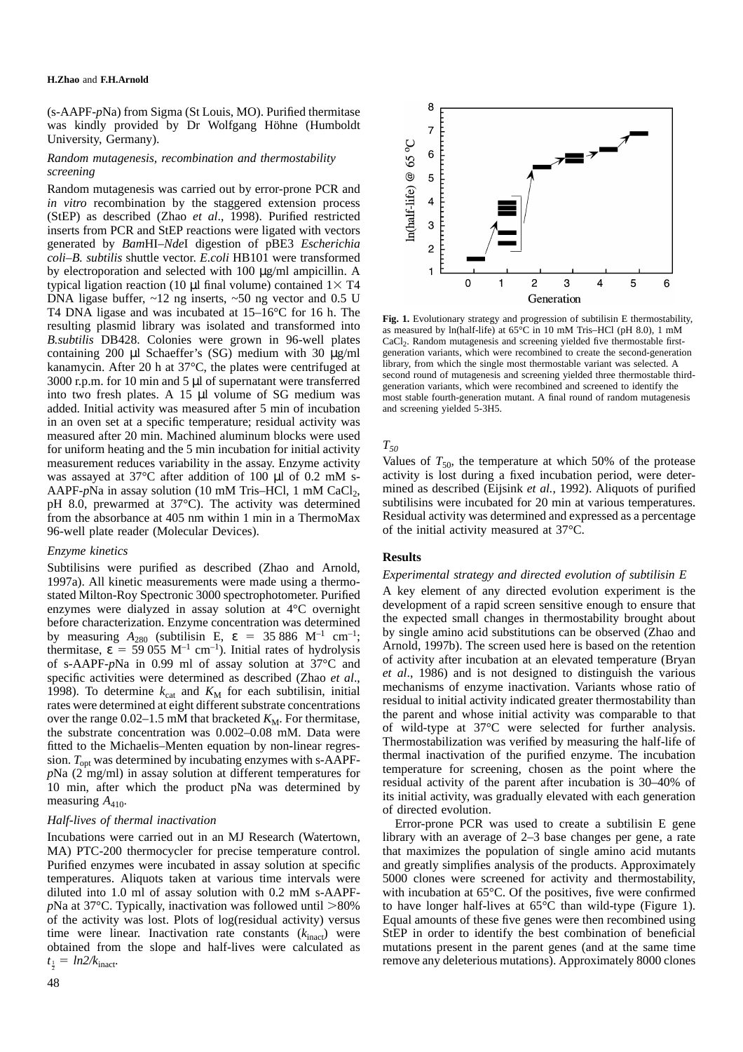(s-AAPF-*p*Na) from Sigma (St Louis, MO). Purified thermitase was kindly provided by Dr Wolfgang Höhne (Humboldt University, Germany).

### *Random mutagenesis, recombination and thermostability screening*

Random mutagenesis was carried out by error-prone PCR and *in vitro* recombination by the staggered extension process (StEP) as described (Zhao *et al*., 1998). Purified restricted inserts from PCR and StEP reactions were ligated with vectors generated by *Bam*HI–*Nde*I digestion of pBE3 *Escherichia coli*–*B. subtilis* shuttle vector. *E.coli* HB101 were transformed by electroporation and selected with 100 μg/ml ampicillin. A typical ligation reaction (10 μl final volume) contained 1× T4 DNA ligase buffer, ~12 ng inserts, ~50 ng vector and 0.5 U T4 DNA ligase and was incubated at 15–16°C for 16 h. The resulting plasmid library was isolated and transformed into *B.subtilis* DB428. Colonies were grown in 96-well plates containing 200 μl Schaeffer's (SG) medium with 30 μg/ml kanamycin. After 20 h at 37°C, the plates were centrifuged at 3000 r.p.m. for 10 min and 5 μl of supernatant were transferred into two fresh plates. A 15 μl volume of SG medium was added. Initial activity was measured after 5 min of incubation in an oven set at a specific temperature; residual activity was measured after 20 min. Machined aluminum blocks were used for uniform heating and the 5 min incubation for initial activity measurement reduces variability in the assay. Enzyme activity was assayed at 37°C after addition of 100 μl of 0.2 mM s-AAPF-*p*Na in assay solution (10 mM Tris–HCl, 1 mM $CaCl_2$, pH 8.0, prewarmed at 37°C). The activity was determined from the absorbance at 405 nm within 1 min in a ThermoMax 96-well plate reader (Molecular Devices).

### *Enzyme kinetics*

Subtilisins were purified as described (Zhao and Arnold, 1997a). All kinetic measurements were made using a thermostated Milton-Roy Spectronic 3000 spectrophotometer. Purified enzymes were dialyzed in assay solution at 4°C overnight before characterization. Enzyme concentration was determined by measuring $A_{280}$ (subtilisin E, $\varepsilon$ = 35 886 $M^{-1}$ $cm^{-1}$; thermitase, $\varepsilon$ = 59 055 $M^{-1}$ $cm^{-1}$). Initial rates of hydrolysis of s-AAPF-*p*Na in 0.99 ml of assay solution at 37°C and specific activities were determined as described (Zhao *et al*., 1998). To determine $k_{cat}$ and $K_M$ for each subtilisin, initial rates were determined at eight different substrate concentrations over the range 0.02–1.5 mM that bracketed $K_M$. For thermitase, the substrate concentration was 0.002–0.08 mM. Data were fitted to the Michaelis–Menten equation by non-linear regression. $T_{opt}$ was determined by incubating enzymes with s-AAPF-*p*Na (2 mg/ml) in assay solution at different temperatures for 10 min, after which the product pNa was determined by measuring $A_{410}$.

### *Half-lives of thermal inactivation*

Incubations were carried out in an MJ Research (Watertown, MA) PTC-200 thermocycler for precise temperature control. Purified enzymes were incubated in assay solution at specific temperatures. Aliquots taken at various time intervals were diluted into 1.0 ml of assay solution with 0.2 mM s-AAPF-*p*Na at 37°C. Typically, inactivation was followed until >80% of the activity was lost. Plots of log(residual activity) versus time were linear. Inactivation rate constants ($k_{inact}$) were obtained from the slope and half-lives were calculated as $t_{\frac{1}{2}} = ln2/k_{inact}$.

**Fig. 1.** Evolutionary strategy and progression of subtilisin E thermostability, as measured by ln(half-life) at 65°C in 10 mM Tris–HCl (pH 8.0), 1 mM $CaCl_2$. Random mutagenesis and screening yielded five thermostable first-generation variants, which were recombined to create the second-generation library, from which the single most thermostable variant was selected. A second round of mutagenesis and screening yielded three thermostable third-generation variants, which were recombined and screened to identify the most stable fourth-generation mutant. A final round of random mutagenesis and screening yielded 5-3H5.

### *$T_{50}$*

Values of $T_{50}$, the temperature at which 50% of the protease activity is lost during a fixed incubation period, were determined as described (Eijsink *et al*., 1992). Aliquots of purified subtilisins were incubated for 20 min at various temperatures. Residual activity was determined and expressed as a percentage of the initial activity measured at 37°C.

## Results

### *Experimental strategy and directed evolution of subtilisin E*

A key element of any directed evolution experiment is the development of a rapid screen sensitive enough to ensure that the expected small changes in thermostability brought about by single amino acid substitutions can be observed (Zhao and Arnold, 1997b). The screen used here is based on the retention of activity after incubation at an elevated temperature (Bryan *et al*., 1986) and is not designed to distinguish the various mechanisms of enzyme inactivation. Variants whose ratio of residual to initial activity indicated greater thermostability than the parent and whose initial activity was comparable to that of wild-type at 37°C were selected for further analysis. Thermostabilization was verified by measuring the half-life of thermal inactivation of the purified enzyme. The incubation temperature for screening, chosen as the point where the residual activity of the parent after incubation is 30–40% of its initial activity, was gradually elevated with each generation of directed evolution.

Error-prone PCR was used to create a subtilisin E gene library with an average of 2–3 base changes per gene, a rate that maximizes the population of single amino acid mutants and greatly simplifies analysis of the products. Approximately 5000 clones were screened for activity and thermostability, with incubation at 65°C. Of the positives, five were confirmed to have longer half-lives at 65°C than wild-type (Figure 1). Equal amounts of these five genes were then recombined using StEP in order to identify the best combination of beneficial mutations present in the parent genes (and at the same time remove any deleterious mutations). Approximately 8000 clones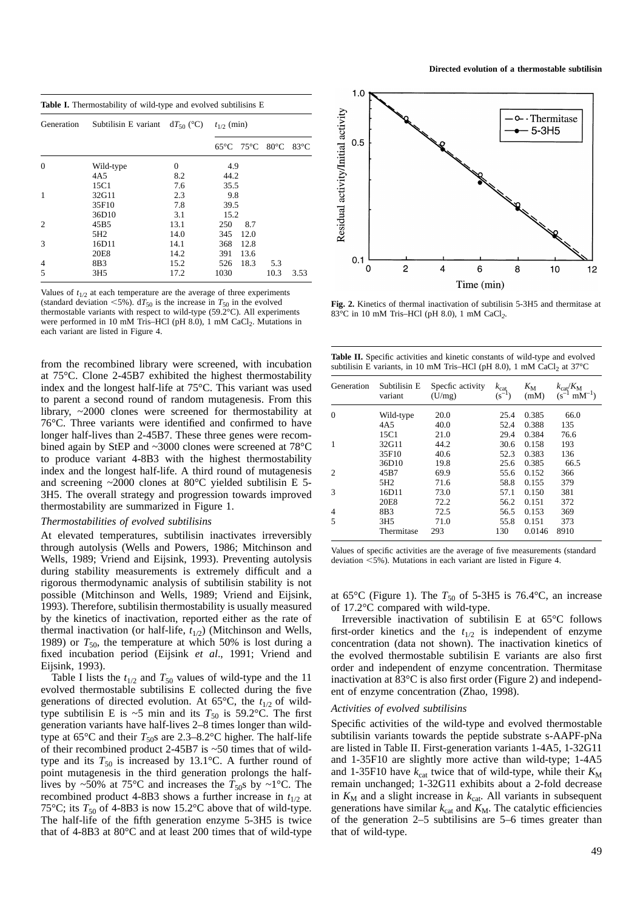**Table I.** Thermostability of wild-type and evolved subtilisins E

| Generation | Subtilisin E variant | $dT_{50}$ (°C) | $t_{1/2}$ (min) | | | |
|---|---|---|---|---|---|---|
| | | | 65°C | 75°C | 80°C | 83°C |
| 0 | Wild-type | 0 | 4.9 | | | |
| | 4A5 | 8.2 | 44.2 | | | |
| | 15C1 | 7.6 | 35.5 | | | |
| 1 | 32G11 | 2.3 | 9.8 | | | |
| | 35F10 | 7.8 | 39.5 | | | |
| | 36D10 | 3.1 | 15.2 | | | |
| 2 | 45B5 | 13.1 | 250 | 8.7 | | |
| | 5H2 | 14.0 | 345 | 12.0 | | |
| 3 | 16D11 | 14.1 | 368 | 12.8 | | |
| | 20E8 | 14.2 | 391 | 13.6 | | |
| 4 | 8B3 | 15.2 | 526 | 18.3 | 5.3 | |
| 5 | 3H5 | 17.2 | 1030 | | 10.3 | 3.53 |

Values of $t_{1/2}$ at each temperature are the average of three experiments (standard deviation <5%). $dT_{50}$ is the increase in $T_{50}$ in the evolved thermostable variants with respect to wild-type (59.2°C). All experiments were performed in 10 mM Tris–HCl (pH 8.0), 1 mM $CaCl_2$. Mutations in each variant are listed in Figure 4.

from the recombined library were screened, with incubation at 75°C. Clone 2-45B7 exhibited the highest thermostability index and the longest half-life at 75°C. This variant was used to parent a second round of random mutagenesis. From this library, ~2000 clones were screened for thermostability at 76°C. Three variants were identified and confirmed to have longer half-lives than 2-45B7. These three genes were recombined again by StEP and ~3000 clones were screened at 78°C to produce variant 4-8B3 with the highest thermostability index and the longest half-life. A third round of mutagenesis and screening ~2000 clones at 80°C yielded subtilisin E 5-3H5. The overall strategy and progression towards improved thermostability are summarized in Figure 1.

### *Thermostabilities of evolved subtilisins*

At elevated temperatures, subtilisin inactivates irreversibly through autolysis (Wells and Powers, 1986; Mitchinson and Wells, 1989; Vriend and Eijsink, 1993). Preventing autolysis during stability measurements is extremely difficult and a rigorous thermodynamic analysis of subtilisin stability is not possible (Mitchinson and Wells, 1989; Vriend and Eijsink, 1993). Therefore, subtilisin thermostability is usually measured by the kinetics of inactivation, reported either as the rate of thermal inactivation (or half-life, $t_{1/2}$) (Mitchinson and Wells, 1989) or $T_{50}$, the temperature at which 50% is lost during a fixed incubation period (Eijsink *et al*., 1991; Vriend and Eijsink, 1993).

Table I lists the $t_{1/2}$ and $T_{50}$ values of wild-type and the 11 evolved thermostable subtilisins E collected during the five generations of directed evolution. At 65°C, the $t_{1/2}$ of wild-type subtilisin E is ~5 min and its $T_{50}$ is 59.2°C. The first generation variants have half-lives 2–8 times longer than wild-type at 65°C and their $T_{50}$s are 2.3–8.2°C higher. The half-life of their recombined product 2-45B7 is ~50 times that of wild-type and its $T_{50}$ is increased by 13.1°C. A further round of point mutagenesis in the third generation prolongs the half-lives by ~50% at 75°C and increases the $T_{50}$s by ~1°C. The recombined product 4-8B3 shows a further increase in $t_{1/2}$ at 75°C; its $T_{50}$ of 4-8B3 is now 15.2°C above that of wild-type. The half-life of the fifth generation enzyme 5-3H5 is twice that of 4-8B3 at 80°C and at least 200 times that of wild-type at 65°C (Figure 1). The $T_{50}$ of 5-3H5 is 76.4°C, an increase of 17.2°C compared with wild-type.

Irreversible inactivation of subtilisin E at 65°C follows first-order kinetics and the $t_{1/2}$ is independent of enzyme concentration (data not shown). The inactivation kinetics of the evolved thermostable subtilisin E variants are also first order and independent of enzyme concentration. Thermitase inactivation at 83°C is also first order (Figure 2) and independent of enzyme concentration (Zhao, 1998).

**Fig. 2.** Kinetics of thermal inactivation of subtilisin 5-3H5 and thermitase at 83°C in 10 mM Tris–HCl (pH 8.0), 1 mM $CaCl_2$.

**Table II.** Specific activities and kinetic constants of wild-type and evolved subtilisin E variants, in 10 mM Tris–HCl (pH 8.0), 1 mM $CaCl_2$ at 37°C

| Generation | Subtilisin E variant | Specfic activity (U/mg) | $k_{cat}$ ($s^{-1}$) | $K_M$ (mM) | $k_{cat}/K_M$ ($s^{-1}$ $mM^{-1}$) |
|---|---|---|---|---|---|
| 0 | Wild-type | 20.0 | 25.4 | 0.385 | 66.0 |
| | 4A5 | 40.0 | 52.4 | 0.388 | 135 |
| | 15C1 | 21.0 | 29.4 | 0.384 | 76.6 |
| 1 | 32G11 | 44.2 | 30.6 | 0.158 | 193 |
| | 35F10 | 40.6 | 52.3 | 0.383 | 136 |
| | 36D10 | 19.8 | 25.6 | 0.385 | 66.5 |
| 2 | 45B7 | 69.9 | 55.6 | 0.152 | 366 |
| | 5H2 | 71.6 | 58.8 | 0.155 | 379 |
| 3 | 16D11 | 73.0 | 57.1 | 0.150 | 381 |
| | 20E8 | 72.2 | 56.2 | 0.151 | 372 |
| 4 | 8B3 | 72.5 | 56.5 | 0.153 | 369 |
| 5 | 3H5 | 71.0 | 55.8 | 0.151 | 373 |
| | Thermitase | 293 | 130 | 0.0146 | 8910 |

Values of specific activities are the average of five measurements (standard deviation <5%). Mutations in each variant are listed in Figure 4.

### *Activities of evolved subtilisins*

Specific activities of the wild-type and evolved thermostable subtilisin variants towards the peptide substrate s-AAPF-pNa are listed in Table II. First-generation variants 1-4A5, 1-32G11 and 1-35F10 are slightly more active than wild-type; 1-4A5 and 1-35F10 have $k_{cat}$ twice that of wild-type, while their $K_M$ remain unchanged; 1-32G11 exhibits about a 2-fold decrease in $K_M$ and a slight increase in $k_{cat}$. All variants in subsequent generations have similar $k_{cat}$ and $K_M$. The catalytic efficiencies of the generation 2–5 subtilisins are 5–6 times greater than that of wild-type.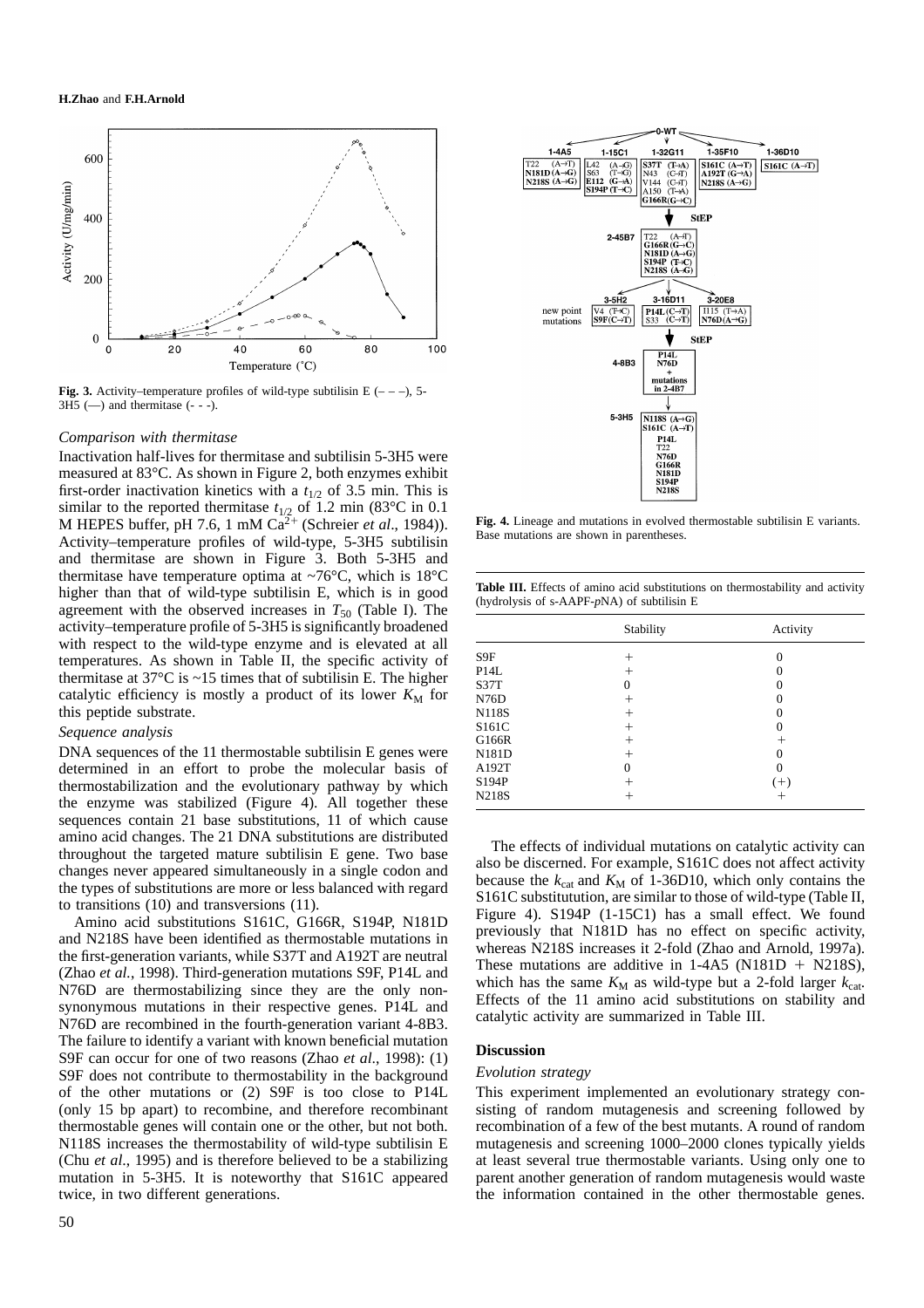**Fig. 3.** Activity–temperature profiles of wild-type subtilisin E (– – –), 5-3H5 (—) and thermitase (- - -).

### *Comparison with thermitase*

Inactivation half-lives for thermitase and subtilisin 5-3H5 were measured at 83°C. As shown in Figure 2, both enzymes exhibit first-order inactivation kinetics with a $t_{1/2}$ of 3.5 min. This is similar to the reported thermitase $t_{1/2}$ of 1.2 min (83°C in 0.1 M HEPES buffer, pH 7.6, 1 mM $Ca^{2+}$ (Schreier *et al*., 1984)). Activity–temperature profiles of wild-type, 5-3H5 subtilisin and thermitase are shown in Figure 3. Both 5-3H5 and thermitase have temperature optima at ~76°C, which is 18°C higher than that of wild-type subtilisin E, which is in good agreement with the observed increases in $T_{50}$ (Table I). The activity–temperature profile of 5-3H5 is significantly broadened with respect to the wild-type enzyme and is elevated at all temperatures. As shown in Table II, the specific activity of thermitase at 37°C is ~15 times that of subtilisin E. The higher catalytic efficiency is mostly a product of its lower $K_M$ for this peptide substrate.

### *Sequence analysis*

DNA sequences of the 11 thermostable subtilisin E genes were determined in an effort to probe the molecular basis of thermostabilization and the evolutionary pathway by which the enzyme was stabilized (Figure 4). All together these sequences contain 21 base substitutions, 11 of which cause amino acid changes. The 21 DNA substitutions are distributed throughout the targeted mature subtilisin E gene. Two base changes never appeared simultaneously in a single codon and the types of substitutions are more or less balanced with regard to transitions (10) and transversions (11).

Amino acid substitutions S161C, G166R, S194P, N181D and N218S have been identified as thermostable mutations in the first-generation variants, while S37T and A192T are neutral (Zhao *et al.*, 1998). Third-generation mutations S9F, P14L and N76D are thermostabilizing since they are the only non-synonymous mutations in their respective genes. P14L and N76D are recombined in the fourth-generation variant 4-8B3. The failure to identify a variant with known beneficial mutation S9F can occur for one of two reasons (Zhao *et al*., 1998): (1) S9F does not contribute to thermostability in the background of the other mutations or (2) S9F is too close to P14L (only 15 bp apart) to recombine, and therefore recombinant thermostable genes will contain one or the other, but not both. N118S increases the thermostability of wild-type subtilisin E (Chu *et al*., 1995) and is therefore believed to be a stabilizing mutation in 5-3H5. It is noteworthy that S161C appeared twice, in two different generations.

**Fig. 4.** Lineage and mutations in evolved thermostable subtilisin E variants. Base mutations are shown in parentheses.

**Table III.** Effects of amino acid substitutions on thermostability and activity (hydrolysis of s-AAPF-*p*NA) of subtilisin E

| | Stability | Activity |
|---|---|---|
| S9F | + | 0 |
| P14L | + | 0 |
| S37T | 0 | 0 |
| N76D | + | 0 |
| N118S | + | 0 |
| S161C | + | 0 |
| G166R | + | + |
| N181D | + | 0 |
| A192T | 0 | 0 |
| S194P | + | (+) |
| N218S | + | + |

The effects of individual mutations on catalytic activity can also be discerned. For example, S161C does not affect activity because the $k_{cat}$ and $K_M$ of 1-36D10, which only contains the S161C substitution, are similar to those of wild-type (Table II, Figure 4). S194P (1-15C1) has a small effect. We found previously that N181D has no effect on specific activity, whereas N218S increases it 2-fold (Zhao and Arnold, 1997a). These mutations are additive in 1-4A5 (N181D + N218S), which has the same $K_M$ as wild-type but a 2-fold larger $k_{cat}$. Effects of the 11 amino acid substitutions on stability and catalytic activity are summarized in Table III.

## Discussion

### *Evolution strategy*

This experiment implemented an evolutionary strategy consisting of random mutagenesis and screening followed by recombination of a few of the best mutants. A round of random mutagenesis and screening 1000–2000 clones typically yields at least several true thermostable variants. Using only one to parent another generation of random mutagenesis would waste the information contained in the other thermostable genes.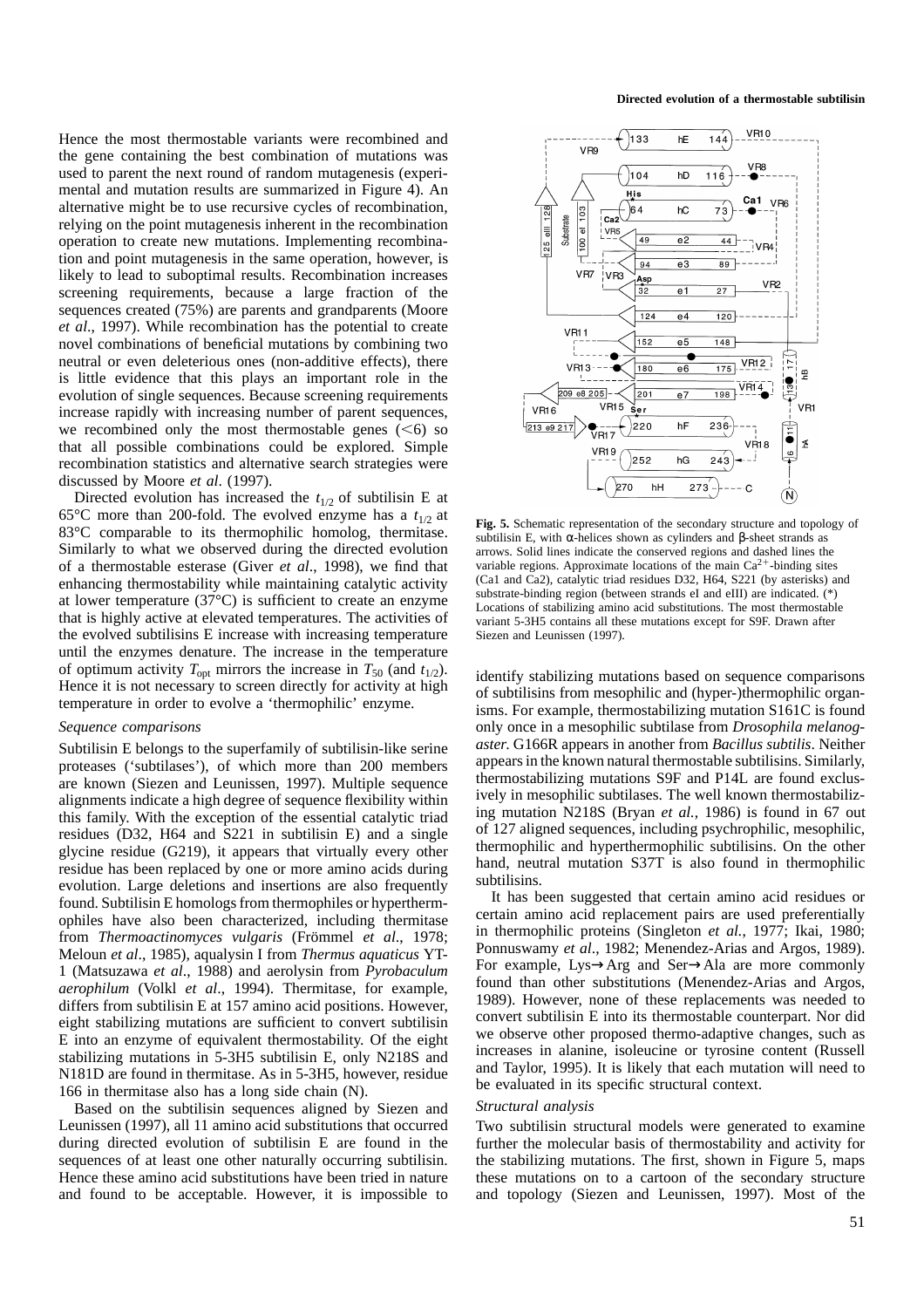Hence the most thermostable variants were recombined and the gene containing the best combination of mutations was used to parent the next round of random mutagenesis (experimental and mutation results are summarized in Figure 4). An alternative might be to use recursive cycles of recombination, relying on the point mutagenesis inherent in the recombination operation to create new mutations. Implementing recombination and point mutagenesis in the same operation, however, is likely to lead to suboptimal results. Recombination increases screening requirements, because a large fraction of the sequences created (75%) are parents and grandparents (Moore *et al*., 1997). While recombination has the potential to create novel combinations of beneficial mutations by combining two neutral or even deleterious ones (non-additive effects), there is little evidence that this plays an important role in the evolution of single sequences. Because screening requirements increase rapidly with increasing number of parent sequences, we recombined only the most thermostable genes (<6) so that all possible combinations could be explored. Simple recombination statistics and alternative search strategies were discussed by Moore *et al*. (1997).

Directed evolution has increased the $t_{1/2}$ of subtilisin E at 65°C more than 200-fold. The evolved enzyme has a $t_{1/2}$ at 83°C comparable to its thermophilic homolog, thermitase. Similarly to what we observed during the directed evolution of a thermostable esterase (Giver *et al*., 1998), we find that enhancing thermostability while maintaining catalytic activity at lower temperature (37°C) is sufficient to create an enzyme that is highly active at elevated temperatures. The activities of the evolved subtilisins E increase with increasing temperature until the enzymes denature. The increase in the temperature of optimum activity $T_{opt}$ mirrors the increase in $T_{50}$ (and $t_{1/2}$). Hence it is not necessary to screen directly for activity at high temperature in order to evolve a 'thermophilic' enzyme.

### *Sequence comparisons*

Subtilisin E belongs to the superfamily of subtilisin-like serine proteases ('subtilases'), of which more than 200 members are known (Siezen and Leunissen, 1997). Multiple sequence alignments indicate a high degree of sequence flexibility within this family. With the exception of the essential catalytic triad residues (D32, H64 and S221 in subtilisin E) and a single glycine residue (G219), it appears that virtually every other residue has been replaced by one or more amino acids during evolution. Large deletions and insertions are also frequently found. Subtilisin E homologs from thermophiles or hyperthermophiles have also been characterized, including thermitase from *Thermoactinomyces vulgaris* (Frömmel *et al*., 1978; Meloun *et al*., 1985), aqualysin I from *Thermus aquaticus* YT-1 (Matsuzawa *et al*., 1988) and aerolysin from *Pyrobaculum aerophilum* (Volkl *et al*., 1994). Thermitase, for example, differs from subtilisin E at 157 amino acid positions. However, eight stabilizing mutations are sufficient to convert subtilisin E into an enzyme of equivalent thermostability. Of the eight stabilizing mutations in 5-3H5 subtilisin E, only N218S and N181D are found in thermitase. As in 5-3H5, however, residue 166 in thermitase also has a long side chain (N).

Based on the subtilisin sequences aligned by Siezen and Leunissen (1997), all 11 amino acid substitutions that occurred during directed evolution of subtilisin E are found in the sequences of at least one other naturally occurring subtilisin. Hence these amino acid substitutions have been tried in nature and found to be acceptable. However, it is impossible to identify stabilizing mutations based on sequence comparisons of subtilisins from mesophilic and (hyper-)thermophilic organisms. For example, thermostabilizing mutation S161C is found only once in a mesophilic subtilase from *Drosophila melanogaster*. G166R appears in another from *Bacillus subtilis*. Neither appears in the known natural thermostable subtilisins. Similarly, thermostabilizing mutations S9F and P14L are found exclusively in mesophilic subtilases. The well known thermostabilizing mutation N218S (Bryan *et al*., 1986) is found in 67 out of 127 aligned sequences, including psychrophilic, mesophilic, thermophilic and hyperthermophilic subtilisins. On the other hand, neutral mutation S37T is also found in thermophilic subtilisins.

It has been suggested that certain amino acid residues or certain amino acid replacement pairs are used preferentially in thermophilic proteins (Singleton *et al*., 1977; Ikai, 1980; Ponnuswamy *et al*., 1982; Menendez-Arias and Argos, 1989). For example, Lys→Arg and Ser→Ala are more commonly found than other substitutions (Menendez-Arias and Argos, 1989). However, none of these replacements was needed to convert subtilisin E into its thermostable counterpart. Nor did we observe other proposed thermo-adaptive changes, such as increases in alanine, isoleucine or tyrosine content (Russell and Taylor, 1995). It is likely that each mutation will need to be evaluated in its specific structural context.

**Fig. 5.** Schematic representation of the secondary structure and topology of subtilisin E, with α-helices shown as cylinders and β-sheet strands as arrows. Solid lines indicate the conserved regions and dashed lines the variable regions. Approximate locations of the main $Ca^{2+}$-binding sites (Ca1 and Ca2), catalytic triad residues D32, H64, S221 (by asterisks) and substrate-binding region (between strands eI and eIII) are indicated. (*) Locations of stabilizing amino acid substitutions. The most thermostable variant 5-3H5 contains all these mutations except for S9F. Drawn after Siezen and Leunissen (1997).

### *Structural analysis*

Two subtilisin structural models were generated to examine further the molecular basis of thermostability and activity for the stabilizing mutations. The first, shown in Figure 5, maps these mutations on to a cartoon of the secondary structure and topology (Siezen and Leunissen, 1997). Most of the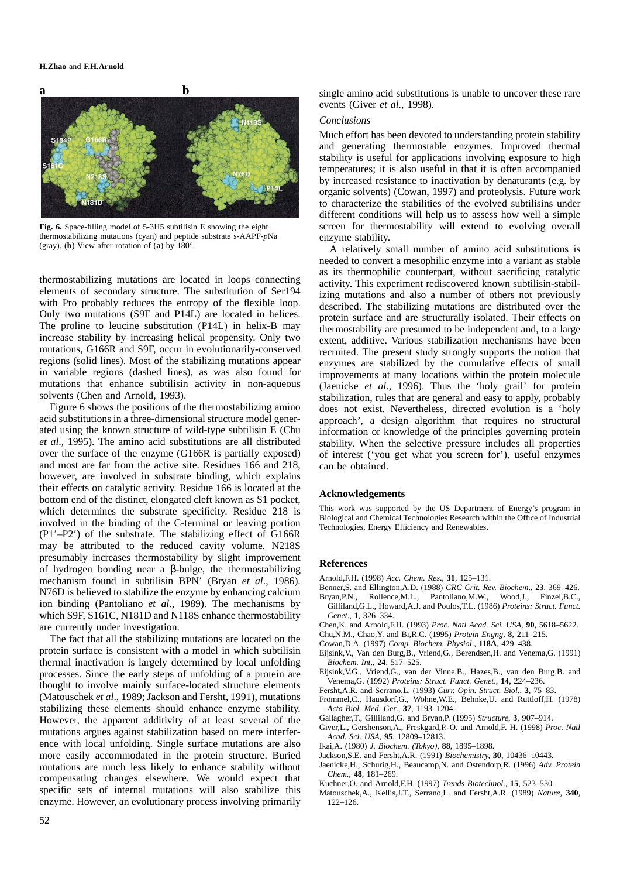**Fig. 6.** Space-filling model of 5-3H5 subtilisin E showing the eight thermostabilizing mutations (cyan) and peptide substrate s-AAPF-*p*Na (gray). (**b**) View after rotation of (**a**) by 180°.

thermostabilizing mutations are located in loops connecting elements of secondary structure. The substitution of Ser194 with Pro probably reduces the entropy of the flexible loop. Only two mutations (S9F and P14L) are located in helices. The proline to leucine substitution (P14L) in helix-B may increase stability by increasing helical propensity. Only two mutations, G166R and S9F, occur in evolutionarily-conserved regions (solid lines). Most of the stabilizing mutations appear in variable regions (dashed lines), as was also found for mutations that enhance subtilisin activity in non-aqueous solvents (Chen and Arnold, 1993).

Figure 6 shows the positions of the thermostabilizing amino acid substitutions in a three-dimensional structure model generated using the known structure of wild-type subtilisin E (Chu *et al*., 1995). The amino acid substitutions are all distributed over the surface of the enzyme (G166R is partially exposed) and most are far from the active site. Residues 166 and 218, however, are involved in substrate binding, which explains their effects on catalytic activity. Residue 166 is located at the bottom end of the distinct, elongated cleft known as S1 pocket, which determines the substrate specificity. Residue 218 is involved in the binding of the C-terminal or leaving portion (P1′–P2′) of the substrate. The stabilizing effect of G166R may be attributed to the reduced cavity volume. N218S presumably increases thermostability by slight improvement of hydrogen bonding near a β-bulge, the thermostabilizing mechanism found in subtilisin BPN′ (Bryan *et al*., 1986). N76D is believed to stabilize the enzyme by enhancing calcium ion binding (Pantoliano *et al*., 1989). The mechanisms by which S9F, S161C, N181D and N118S enhance thermostability are currently under investigation.

The fact that all the stabilizing mutations are located on the protein surface is consistent with a model in which subtilisin thermal inactivation is largely determined by local unfolding processes. Since the early steps of unfolding of a protein are thought to involve mainly surface-located structure elements (Matouschek *et al*., 1989; Jackson and Fersht, 1991), mutations stabilizing these elements should enhance enzyme stability. However, the apparent additivity of at least several of the mutations argues against stabilization based on mere interference with local unfolding. Single surface mutations are also more easily accommodated in the protein structure. Buried mutations are much less likely to enhance stability without compensating changes elsewhere. We would expect that specific sets of internal mutations will also stabilize this enzyme. However, an evolutionary process involving primarily single amino acid substitutions is unable to uncover these rare events (Giver *et al*., 1998).

### *Conclusions*

Much effort has been devoted to understanding protein stability and generating thermostable enzymes. Improved thermal stability is useful for applications involving exposure to high temperatures; it is also useful in that it is often accompanied by increased resistance to inactivation by denaturants (e.g. by organic solvents) (Cowan, 1997) and proteolysis. Future work to characterize the stabilities of the evolved subtilisins under different conditions will help us to assess how well a simple screen for thermostability will extend to evolving overall enzyme stability.

A relatively small number of amino acid substitutions is needed to convert a mesophilic enzyme into a variant as stable as its thermophilic counterpart, without sacrificing catalytic activity. This experiment rediscovered known subtilisin-stabilizing mutations and also a number of others not previously described. The stabilizing mutations are distributed over the protein surface and are structurally isolated. Their effects on thermostability are presumed to be independent and, to a large extent, additive. Various stabilization mechanisms have been recruited. The present study strongly supports the notion that enzymes are stabilized by the cumulative effects of small improvements at many locations within the protein molecule (Jaenicke *et al*., 1996). Thus the 'holy grail' for protein stabilization, rules that are general and easy to apply, probably does not exist. Nevertheless, directed evolution is a 'holy approach', a design algorithm that requires no structural information or knowledge of the principles governing protein stability. When the selective pressure includes all properties of interest ('you get what you screen for'), useful enzymes can be obtained.

## Acknowledgements

This work was supported by the US Department of Energy's program in Biological and Chemical Technologies Research within the Office of Industrial Technologies, Energy Efficiency and Renewables.

## References

Arnold,F.H. (1998) *Acc. Chem. Res*., **31**, 125–131.

Benner,S. and Ellington,A.D. (1988) *CRC Crit. Rev. Biochem*., **23**, 369–426.

Bryan,P.N., Rollence,M.L., Pantoliano,M.W., Wood,J., Finzel,B.C., Gilliland,G.L., Howard,A.J. and Poulos,T.L. (1986) *Proteins: Struct. Funct. Genet*., **1**, 326–334.

Chen,K. and Arnold,F.H. (1993) *Proc. Natl Acad. Sci. USA*, **90**, 5618–5622.

Chu,N.M., Chao,Y. and Bi,R.C. (1995) *Protein Engng*, **8**, 211–215.

Cowan,D.A. (1997) *Comp. Biochem. Physiol*., **118A**, 429–438.

Eijsink,V., Van den Burg,B., Vriend,G., Berendsen,H. and Venema,G. (1991) *Biochem. Int*., **24**, 517–525.

Eijsink,V.G., Vriend,G., van der Vinne,B., Hazes,B., van den Burg,B. and Venema,G. (1992) *Proteins: Struct. Funct. Genet*., **14**, 224–236.

Fersht,A.R. and Serrano,L. (1993) *Curr. Opin. Struct. Biol*., **3**, 75–83.

Frömmel,C., Hausdorf,G., Wöhne,W.E., Behnke,U. and Ruttloff,H. (1978) *Acta Biol. Med. Ger*., **37**, 1193–1204.

Gallagher,T., Gilliland,G. and Bryan,P. (1995) *Structure*, **3**, 907–914.

Giver,L., Gershenson,A., Freskgard,P.-O. and Arnold,F. H. (1998) *Proc. Natl Acad. Sci. USA*, **95**, 12809–12813.

Ikai,A. (1980) *J. Biochem. (Tokyo)*, **88**, 1895–1898.

Jackson,S.E. and Fersht,A.R. (1991) *Biochemistry*, **30**, 10436–10443.

Jaenicke,H., Schurig,H., Beaucamp,N. and Ostendorp,R. (1996) *Adv. Protein Chem*., **48**, 181–269.

Kuchner,O. and Arnold,F.H. (1997) *Trends Biotechnol*., **15**, 523–530.

Matouschek,A., Kellis,J.T., Serrano,L. and Fersht,A.R. (1989) *Nature*, **340**, 122–126.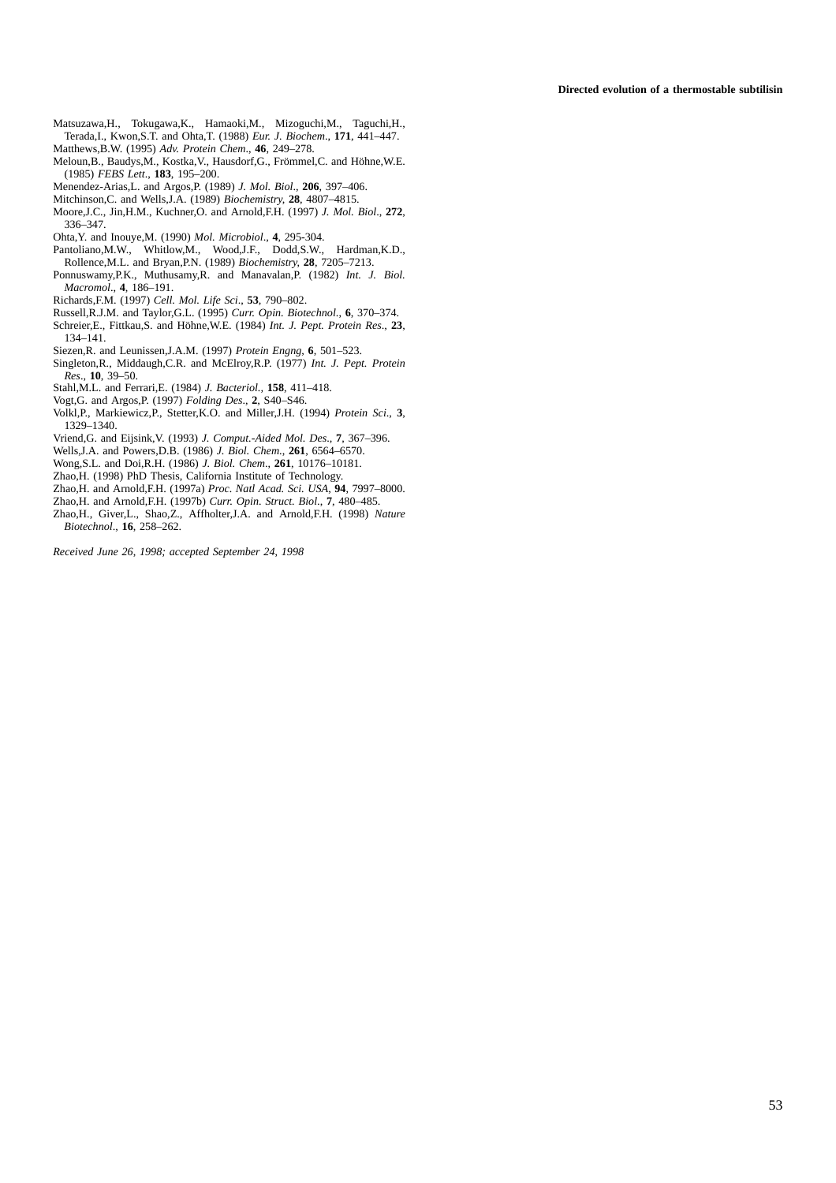Matsuzawa,H., Tokugawa,K., Hamaoki,M., Mizoguchi,M., Taguchi,H., Terada,I., Kwon,S.T. and Ohta,T. (1988) *Eur. J. Biochem*., **171**, 441–447.

Matthews,B.W. (1995) *Adv. Protein Chem*., **46**, 249–278.

Meloun,B., Baudys,M., Kostka,V., Hausdorf,G., Frömmel,C. and Höhne,W.E. (1985) *FEBS Lett*., **183**, 195–200.

Menendez-Arias,L. and Argos,P. (1989) *J. Mol. Biol*., **206**, 397–406.

Mitchinson,C. and Wells,J.A. (1989) *Biochemistry*, **28**, 4807–4815.

Moore,J.C., Jin,H.M., Kuchner,O. and Arnold,F.H. (1997) *J. Mol. Biol*., **272**, 336–347.

Ohta,Y. and Inouye,M. (1990) *Mol. Microbiol*., **4**, 295-304.

Pantoliano,M.W., Whitlow,M., Wood,J.F., Dodd,S.W., Hardman,K.D., Rollence,M.L. and Bryan,P.N. (1989) *Biochemistry*, **28**, 7205–7213.

Ponnuswamy,P.K., Muthusamy,R. and Manavalan,P. (1982) *Int. J. Biol. Macromol*., **4**, 186–191.

Richards,F.M. (1997) *Cell. Mol. Life Sci*., **53**, 790–802.

Russell,R.J.M. and Taylor,G.L. (1995) *Curr. Opin. Biotechnol*., **6**, 370–374.

Schreier,E., Fittkau,S. and Höhne,W.E. (1984) *Int. J. Pept. Protein Res*., **23**, 134–141.

Siezen,R. and Leunissen,J.A.M. (1997) *Protein Engng*, **6**, 501–523.

Singleton,R., Middaugh,C.R. and McElroy,R.P. (1977) *Int. J. Pept. Protein Res*., **10**, 39–50.

Stahl,M.L. and Ferrari,E. (1984) *J. Bacteriol.*, **158**, 411–418.

Vogt,G. and Argos,P. (1997) *Folding Des*., **2**, S40–S46.

Volkl,P., Markiewicz,P., Stetter,K.O. and Miller,J.H. (1994) *Protein Sci*., **3**, 1329–1340.

Vriend,G. and Eijsink,V. (1993) *J. Comput.-Aided Mol. Des*., **7**, 367–396.

Wells,J.A. and Powers,D.B. (1986) *J. Biol. Chem*., **261**, 6564–6570.

Wong,S.L. and Doi,R.H. (1986) *J. Biol. Chem*., **261**, 10176–10181.

Zhao,H. (1998) PhD Thesis, California Institute of Technology.

Zhao,H. and Arnold,F.H. (1997a) *Proc. Natl Acad. Sci. USA*, **94**, 7997–8000.

Zhao,H. and Arnold,F.H. (1997b) *Curr. Opin. Struct. Biol*., **7**, 480–485.

Zhao,H., Giver,L., Shao,Z., Affholter,J.A. and Arnold,F.H. (1998) *Nature Biotechnol*., **16**, 258–262.

*Received June 26, 1998; accepted September 24, 1998*